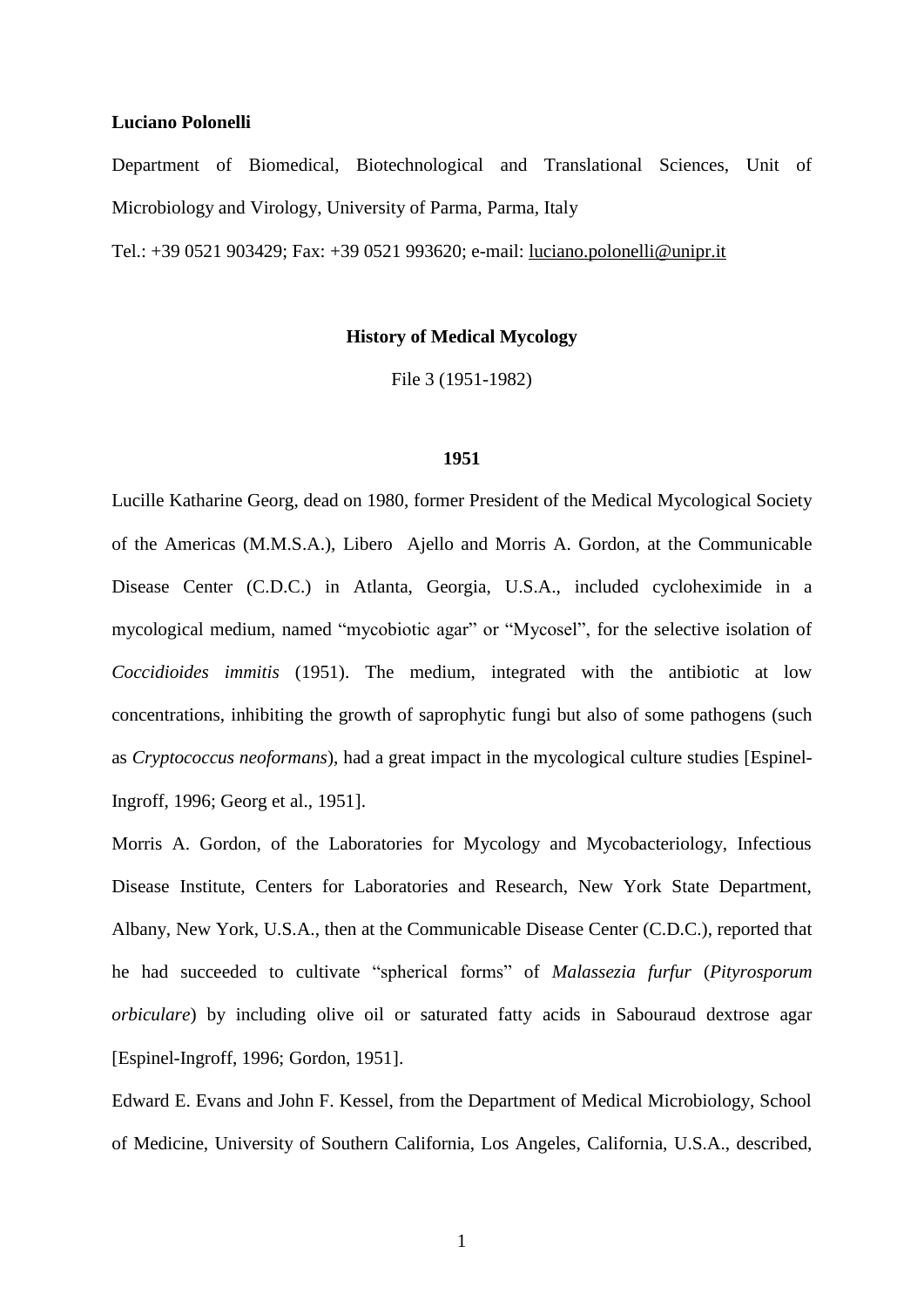**Luciano Polonelli**

Department of Biomedical, Biotechnological and Translational Sciences, Unit of Microbiology and Virology, University of Parma, Parma, Italy

Tel.: +39 0521 903429; Fax: +39 0521 993620; e-mail: luciano.polonelli@unipr.it

# History of Medical Mycology

File 3 (1951-1982)

## 1951

Lucille Katharine Georg, dead on 1980, former President of the Medical Mycological Society of the Americas (M.M.S.A.), Libero Ajello and Morris A. Gordon, at the Communicable Disease Center (C.D.C.) in Atlanta, Georgia, U.S.A., included cycloheximide in a mycological medium, named "mycobiotic agar" or "Mycosel", for the selective isolation of *Coccidioides immitis* (1951). The medium, integrated with the antibiotic at low concentrations, inhibiting the growth of saprophytic fungi but also of some pathogens (such as *Cryptococcus neoformans*), had a great impact in the mycological culture studies [Espinel-Ingroff, 1996; Georg et al., 1951].

Morris A. Gordon, of the Laboratories for Mycology and Mycobacteriology, Infectious Disease Institute, Centers for Laboratories and Research, New York State Department, Albany, New York, U.S.A., then at the Communicable Disease Center (C.D.C.), reported that he had succeeded to cultivate "spherical forms" of *Malassezia furfur* (*Pityrosporum orbiculare*) by including olive oil or saturated fatty acids in Sabouraud dextrose agar [Espinel-Ingroff, 1996; Gordon, 1951].

Edward E. Evans and John F. Kessel, from the Department of Medical Microbiology, School of Medicine, University of Southern California, Los Angeles, California, U.S.A., described,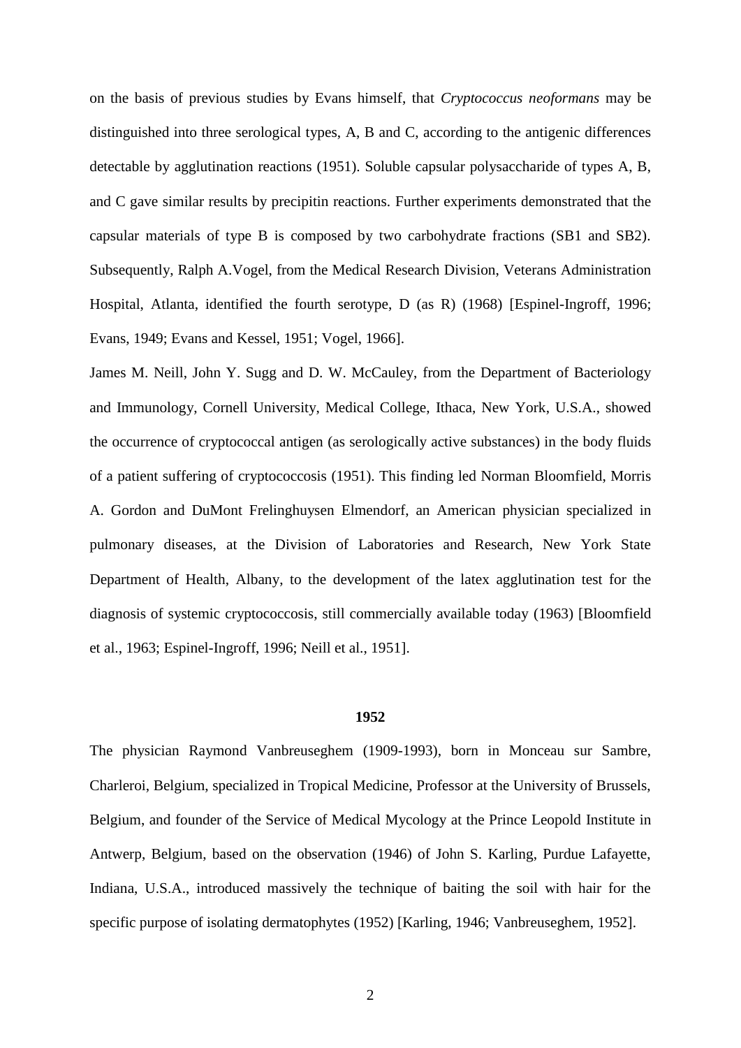on the basis of previous studies by Evans himself, that *Cryptococcus neoformans* may be distinguished into three serological types, A, B and C, according to the antigenic differences detectable by agglutination reactions (1951). Soluble capsular polysaccharide of types A, B, and C gave similar results by precipitin reactions. Further experiments demonstrated that the capsular materials of type B is composed by two carbohydrate fractions (SB1 and SB2). Subsequently, Ralph A.Vogel, from the Medical Research Division, Veterans Administration Hospital, Atlanta, identified the fourth serotype, D (as R) (1968) [Espinel-Ingroff, 1996; Evans, 1949; Evans and Kessel, 1951; Vogel, 1966].

James M. Neill, John Y. Sugg and D. W. McCauley, from the Department of Bacteriology and Immunology, Cornell University, Medical College, Ithaca, New York, U.S.A., showed the occurrence of cryptococcal antigen (as serologically active substances) in the body fluids of a patient suffering of cryptococcosis (1951). This finding led Norman Bloomfield, Morris A. Gordon and DuMont Frelinghuysen Elmendorf, an American physician specialized in pulmonary diseases, at the Division of Laboratories and Research, New York State Department of Health, Albany, to the development of the latex agglutination test for the diagnosis of systemic cryptococcosis, still commercially available today (1963) [Bloomfield et al., 1963; Espinel-Ingroff, 1996; Neill et al., 1951].

**1952**

The physician Raymond Vanbreuseghem (1909-1993), born in Monceau sur Sambre, Charleroi, Belgium, specialized in Tropical Medicine, Professor at the University of Brussels, Belgium, and founder of the Service of Medical Mycology at the Prince Leopold Institute in Antwerp, Belgium, based on the observation (1946) of John S. Karling, Purdue Lafayette, Indiana, U.S.A., introduced massively the technique of baiting the soil with hair for the specific purpose of isolating dermatophytes (1952) [Karling, 1946; Vanbreuseghem, 1952].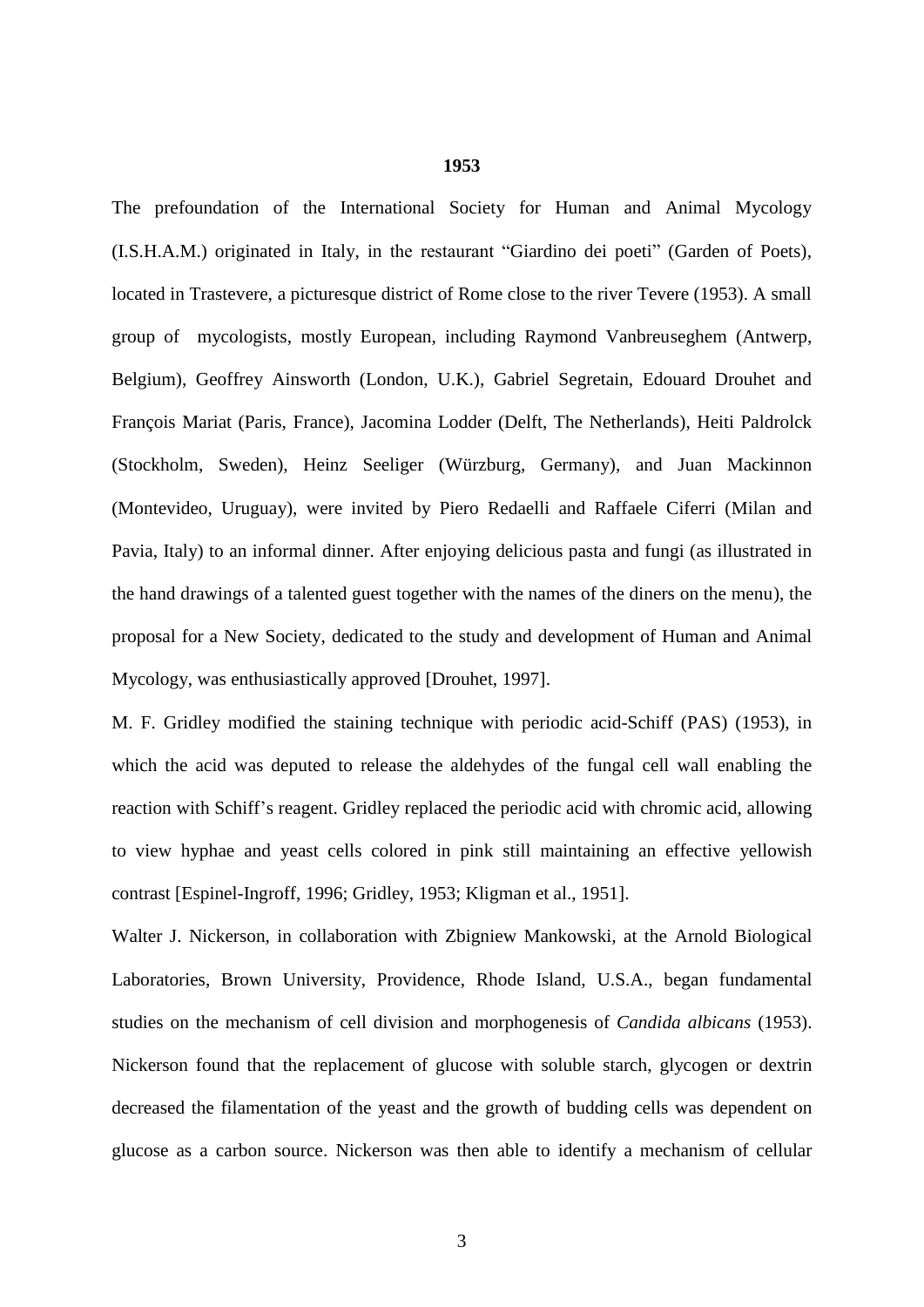## 1953

The prefoundation of the International Society for Human and Animal Mycology (I.S.H.A.M.) originated in Italy, in the restaurant "Giardino dei poeti" (Garden of Poets), located in Trastevere, a picturesque district of Rome close to the river Tevere (1953). A small group of mycologists, mostly European, including Raymond Vanbreuseghem (Antwerp, Belgium), Geoffrey Ainsworth (London, U.K.), Gabriel Segretain, Edouard Drouhet and François Mariat (Paris, France), Jacomina Lodder (Delft, The Netherlands), Heiti Paldrolck (Stockholm, Sweden), Heinz Seeliger (Würzburg, Germany), and Juan Mackinnon (Montevideo, Uruguay), were invited by Piero Redaelli and Raffaele Ciferri (Milan and Pavia, Italy) to an informal dinner. After enjoying delicious pasta and fungi (as illustrated in the hand drawings of a talented guest together with the names of the diners on the menu), the proposal for a New Society, dedicated to the study and development of Human and Animal Mycology, was enthusiastically approved [Drouhet, 1997].

M. F. Gridley modified the staining technique with periodic acid-Schiff (PAS) (1953), in which the acid was deputed to release the aldehydes of the fungal cell wall enabling the reaction with Schiff's reagent. Gridley replaced the periodic acid with chromic acid, allowing to view hyphae and yeast cells colored in pink still maintaining an effective yellowish contrast [Espinel-Ingroff, 1996; Gridley, 1953; Kligman et al., 1951].

Walter J. Nickerson, in collaboration with Zbigniew Mankowski, at the Arnold Biological Laboratories, Brown University, Providence, Rhode Island, U.S.A., began fundamental studies on the mechanism of cell division and morphogenesis of *Candida albicans* (1953). Nickerson found that the replacement of glucose with soluble starch, glycogen or dextrin decreased the filamentation of the yeast and the growth of budding cells was dependent on glucose as a carbon source. Nickerson was then able to identify a mechanism of cellular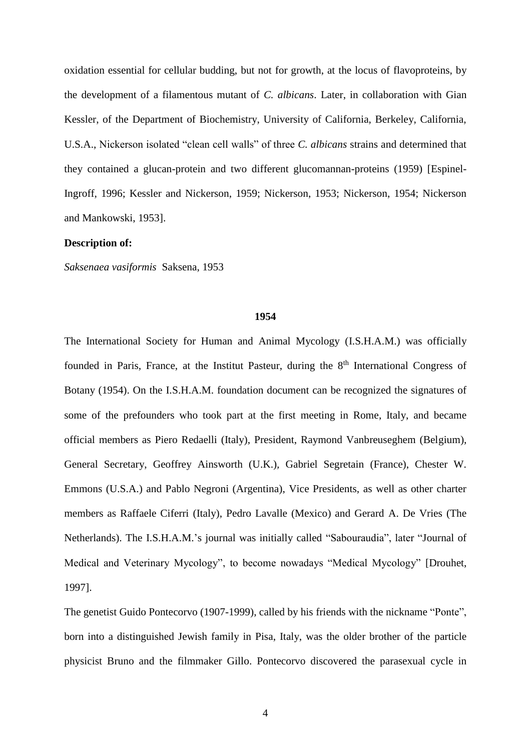oxidation essential for cellular budding, but not for growth, at the locus of flavoproteins, by the development of a filamentous mutant of *C. albicans*. Later, in collaboration with Gian Kessler, of the Department of Biochemistry, University of California, Berkeley, California, U.S.A., Nickerson isolated "clean cell walls" of three *C. albicans* strains and determined that they contained a glucan-protein and two different glucomannan-proteins (1959) [Espinel-Ingroff, 1996; Kessler and Nickerson, 1959; Nickerson, 1953; Nickerson, 1954; Nickerson and Mankowski, 1953].

**Description of:**

*Saksenaea vasiformis* Saksena, 1953

## 1954

The International Society for Human and Animal Mycology (I.S.H.A.M.) was officially founded in Paris, France, at the Institut Pasteur, during the 8th International Congress of Botany (1954). On the I.S.H.A.M. foundation document can be recognized the signatures of some of the prefounders who took part at the first meeting in Rome, Italy, and became official members as Piero Redaelli (Italy), President, Raymond Vanbreuseghem (Belgium), General Secretary, Geoffrey Ainsworth (U.K.), Gabriel Segretain (France), Chester W. Emmons (U.S.A.) and Pablo Negroni (Argentina), Vice Presidents, as well as other charter members as Raffaele Ciferri (Italy), Pedro Lavalle (Mexico) and Gerard A. De Vries (The Netherlands). The I.S.H.A.M.'s journal was initially called "Sabouraudia", later "Journal of Medical and Veterinary Mycology", to become nowadays "Medical Mycology" [Drouhet, 1997].

The genetist Guido Pontecorvo (1907-1999), called by his friends with the nickname "Ponte", born into a distinguished Jewish family in Pisa, Italy, was the older brother of the particle physicist Bruno and the filmmaker Gillo. Pontecorvo discovered the parasexual cycle in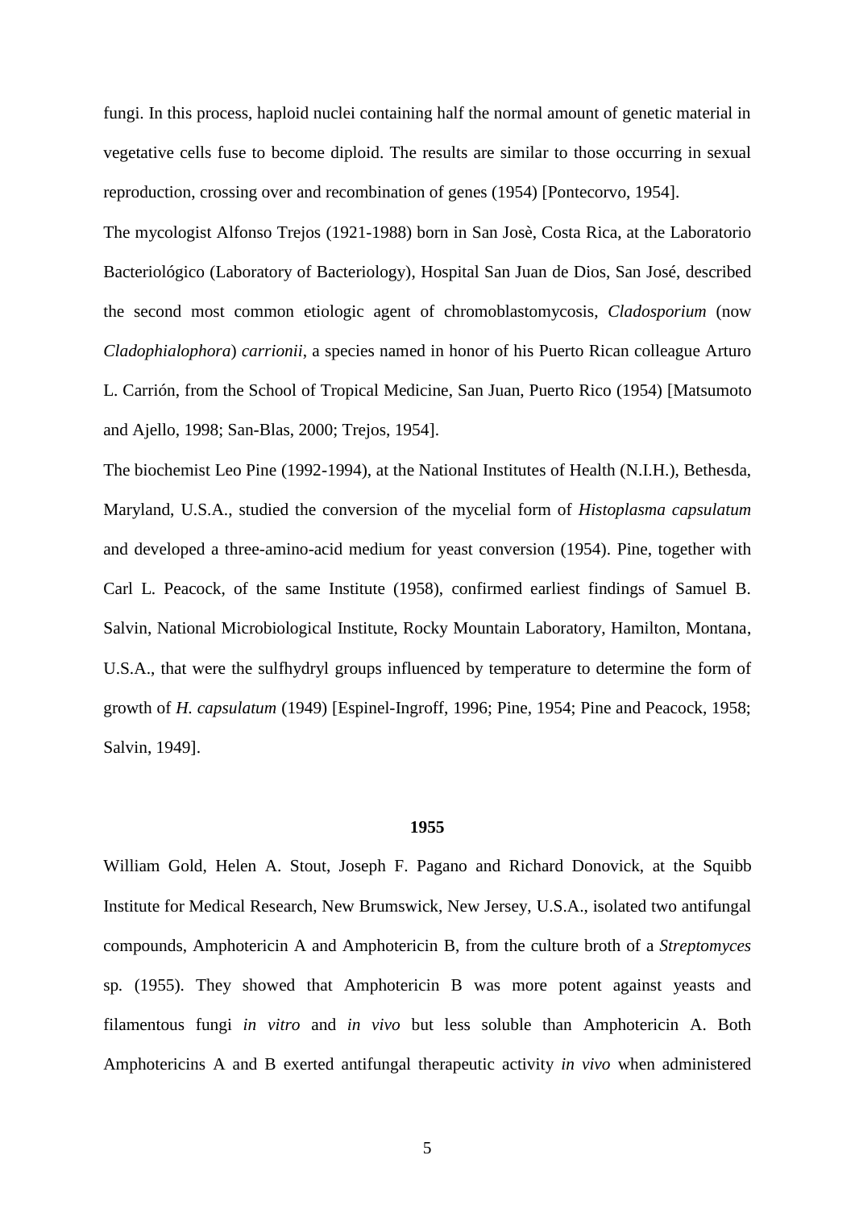fungi. In this process, haploid nuclei containing half the normal amount of genetic material in vegetative cells fuse to become diploid. The results are similar to those occurring in sexual reproduction, crossing over and recombination of genes (1954) [Pontecorvo, 1954].

The mycologist Alfonso Trejos (1921-1988) born in San Josè, Costa Rica, at the Laboratorio Bacteriológico (Laboratory of Bacteriology), Hospital San Juan de Dios, San José, described the second most common etiologic agent of chromoblastomycosis, *Cladosporium* (now *Cladophialophora*) *carrionii*, a species named in honor of his Puerto Rican colleague Arturo L. Carrión, from the School of Tropical Medicine, San Juan, Puerto Rico (1954) [Matsumoto and Ajello, 1998; San-Blas, 2000; Trejos, 1954].

The biochemist Leo Pine (1992-1994), at the National Institutes of Health (N.I.H.), Bethesda, Maryland, U.S.A., studied the conversion of the mycelial form of *Histoplasma capsulatum* and developed a three-amino-acid medium for yeast conversion (1954). Pine, together with Carl L. Peacock, of the same Institute (1958), confirmed earliest findings of Samuel B. Salvin, National Microbiological Institute, Rocky Mountain Laboratory, Hamilton, Montana, U.S.A., that were the sulfhydryl groups influenced by temperature to determine the form of growth of *H. capsulatum* (1949) [Espinel-Ingroff, 1996; Pine, 1954; Pine and Peacock, 1958; Salvin, 1949].

**1955**

William Gold, Helen A. Stout, Joseph F. Pagano and Richard Donovick, at the Squibb Institute for Medical Research, New Brumswick, New Jersey, U.S.A., isolated two antifungal compounds, Amphotericin A and Amphotericin B, from the culture broth of a *Streptomyces* sp. (1955). They showed that Amphotericin B was more potent against yeasts and filamentous fungi *in vitro* and *in vivo* but less soluble than Amphotericin A. Both Amphotericins A and B exerted antifungal therapeutic activity *in vivo* when administered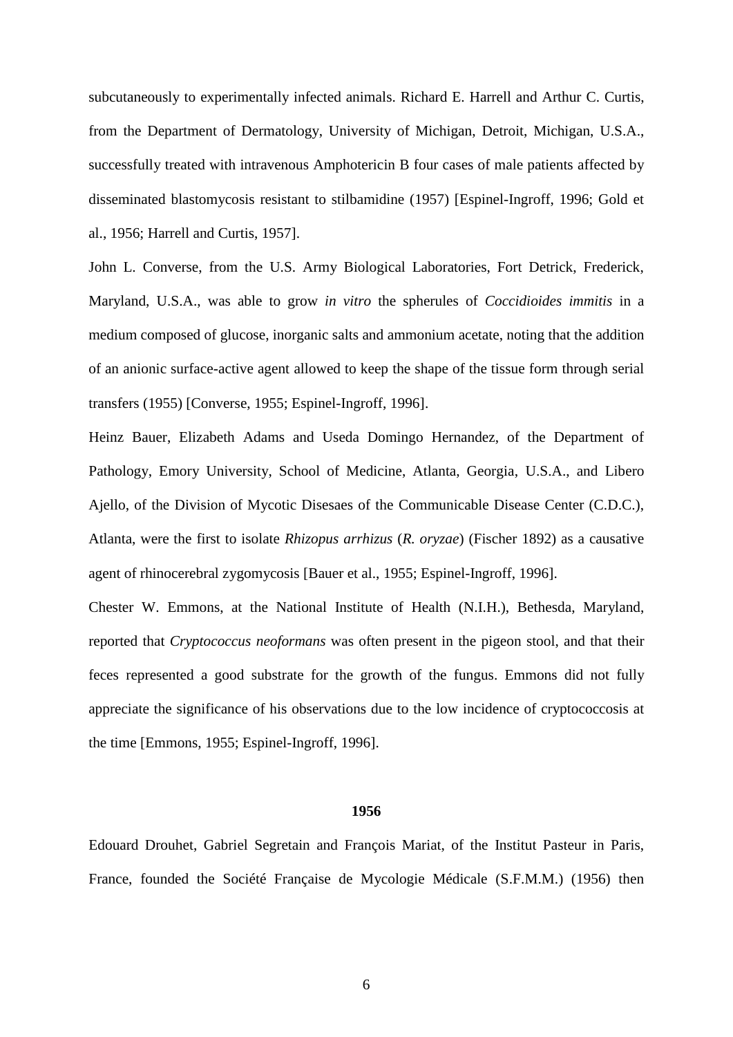subcutaneously to experimentally infected animals. Richard E. Harrell and Arthur C. Curtis, from the Department of Dermatology, University of Michigan, Detroit, Michigan, U.S.A., successfully treated with intravenous Amphotericin B four cases of male patients affected by disseminated blastomycosis resistant to stilbamidine (1957) [Espinel-Ingroff, 1996; Gold et al., 1956; Harrell and Curtis, 1957].

John L. Converse, from the U.S. Army Biological Laboratories, Fort Detrick, Frederick, Maryland, U.S.A., was able to grow *in vitro* the spherules of *Coccidioides immitis* in a medium composed of glucose, inorganic salts and ammonium acetate, noting that the addition of an anionic surface-active agent allowed to keep the shape of the tissue form through serial transfers (1955) [Converse, 1955; Espinel-Ingroff, 1996].

Heinz Bauer, Elizabeth Adams and Useda Domingo Hernandez, of the Department of Pathology, Emory University, School of Medicine, Atlanta, Georgia, U.S.A., and Libero Ajello, of the Division of Mycotic Disesaes of the Communicable Disease Center (C.D.C.), Atlanta, were the first to isolate *Rhizopus arrhizus* (*R. oryzae*) (Fischer 1892) as a causative agent of rhinocerebral zygomycosis [Bauer et al., 1955; Espinel-Ingroff, 1996].

Chester W. Emmons, at the National Institute of Health (N.I.H.), Bethesda, Maryland, reported that *Cryptococcus neoformans* was often present in the pigeon stool, and that their feces represented a good substrate for the growth of the fungus. Emmons did not fully appreciate the significance of his observations due to the low incidence of cryptococcosis at the time [Emmons, 1955; Espinel-Ingroff, 1996].

**1956**

Edouard Drouhet, Gabriel Segretain and François Mariat, of the Institut Pasteur in Paris, France, founded the Société Française de Mycologie Médicale (S.F.M.M.) (1956) then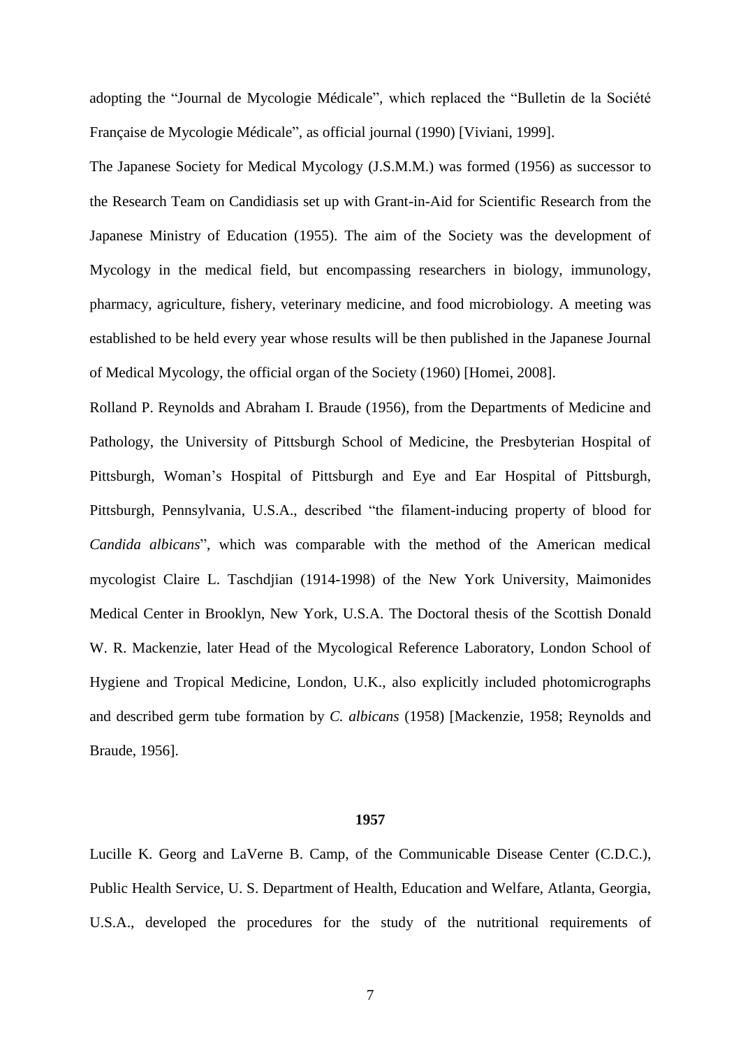adopting the "Journal de Mycologie Médicale", which replaced the "Bulletin de la Société Française de Mycologie Médicale", as official journal (1990) [Viviani, 1999].

The Japanese Society for Medical Mycology (J.S.M.M.) was formed (1956) as successor to the Research Team on Candidiasis set up with Grant-in-Aid for Scientific Research from the Japanese Ministry of Education (1955). The aim of the Society was the development of Mycology in the medical field, but encompassing researchers in biology, immunology, pharmacy, agriculture, fishery, veterinary medicine, and food microbiology. A meeting was established to be held every year whose results will be then published in the Japanese Journal of Medical Mycology, the official organ of the Society (1960) [Homei, 2008].

Rolland P. Reynolds and Abraham I. Braude (1956), from the Departments of Medicine and Pathology, the University of Pittsburgh School of Medicine, the Presbyterian Hospital of Pittsburgh, Woman's Hospital of Pittsburgh and Eye and Ear Hospital of Pittsburgh, Pittsburgh, Pennsylvania, U.S.A., described "the filament-inducing property of blood for *Candida albicans*", which was comparable with the method of the American medical mycologist Claire L. Taschdjian (1914-1998) of the New York University, Maimonides Medical Center in Brooklyn, New York, U.S.A. The Doctoral thesis of the Scottish Donald W. R. Mackenzie, later Head of the Mycological Reference Laboratory, London School of Hygiene and Tropical Medicine, London, U.K., also explicitly included photomicrographs and described germ tube formation by *C. albicans* (1958) [Mackenzie, 1958; Reynolds and Braude, 1956].

**1957**

Lucille K. Georg and LaVerne B. Camp, of the Communicable Disease Center (C.D.C.), Public Health Service, U. S. Department of Health, Education and Welfare, Atlanta, Georgia, U.S.A., developed the procedures for the study of the nutritional requirements of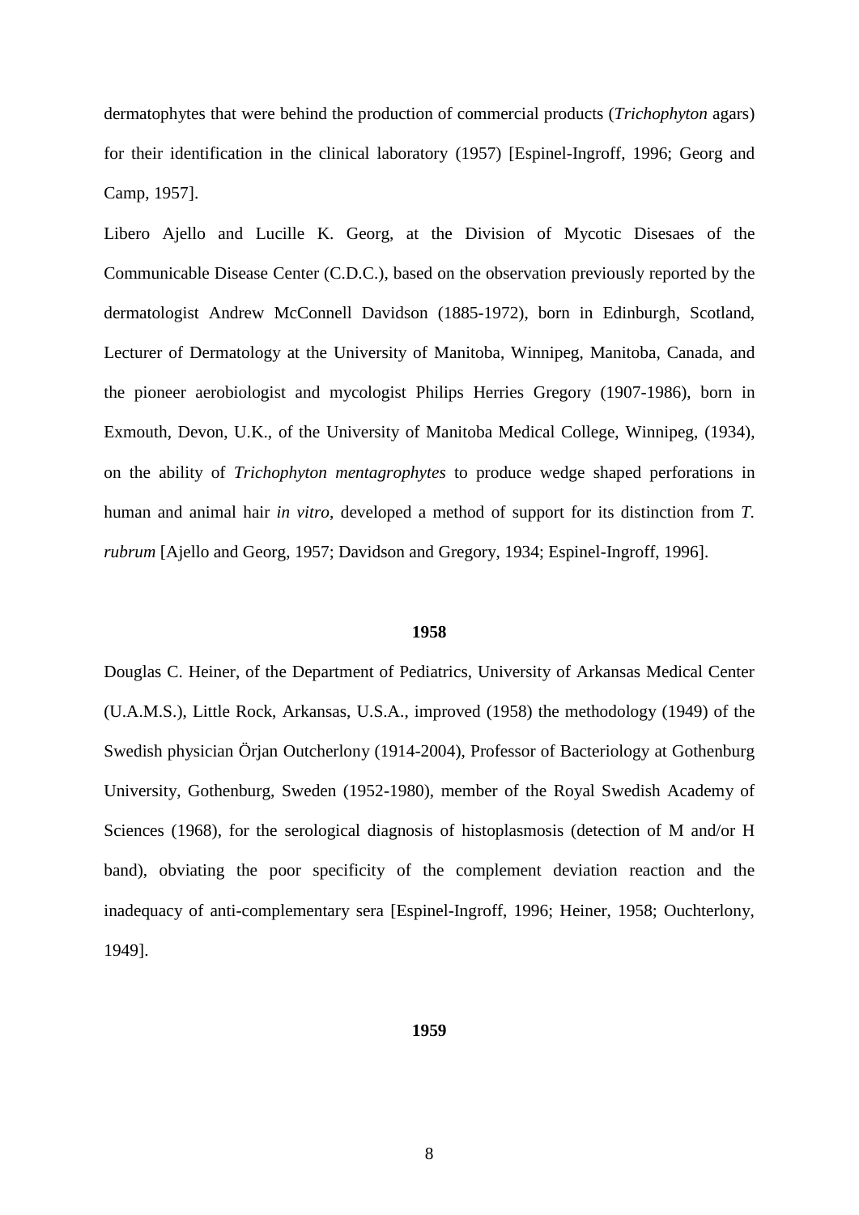dermatophytes that were behind the production of commercial products (*Trichophyton* agars) for their identification in the clinical laboratory (1957) [Espinel-Ingroff, 1996; Georg and Camp, 1957].

Libero Ajello and Lucille K. Georg, at the Division of Mycotic Disesaes of the Communicable Disease Center (C.D.C.), based on the observation previously reported by the dermatologist Andrew McConnell Davidson (1885-1972), born in Edinburgh, Scotland, Lecturer of Dermatology at the University of Manitoba, Winnipeg, Manitoba, Canada, and the pioneer aerobiologist and mycologist Philips Herries Gregory (1907-1986), born in Exmouth, Devon, U.K., of the University of Manitoba Medical College, Winnipeg, (1934), on the ability of *Trichophyton mentagrophytes* to produce wedge shaped perforations in human and animal hair *in vitro*, developed a method of support for its distinction from *T. rubrum* [Ajello and Georg, 1957; Davidson and Gregory, 1934; Espinel-Ingroff, 1996].

**1958**

Douglas C. Heiner, of the Department of Pediatrics, University of Arkansas Medical Center (U.A.M.S.), Little Rock, Arkansas, U.S.A., improved (1958) the methodology (1949) of the Swedish physician Örjan Outcherlony (1914-2004), Professor of Bacteriology at Gothenburg University, Gothenburg, Sweden (1952-1980), member of the Royal Swedish Academy of Sciences (1968), for the serological diagnosis of histoplasmosis (detection of M and/or H band), obviating the poor specificity of the complement deviation reaction and the inadequacy of anti-complementary sera [Espinel-Ingroff, 1996; Heiner, 1958; Ouchterlony, 1949].

**1959**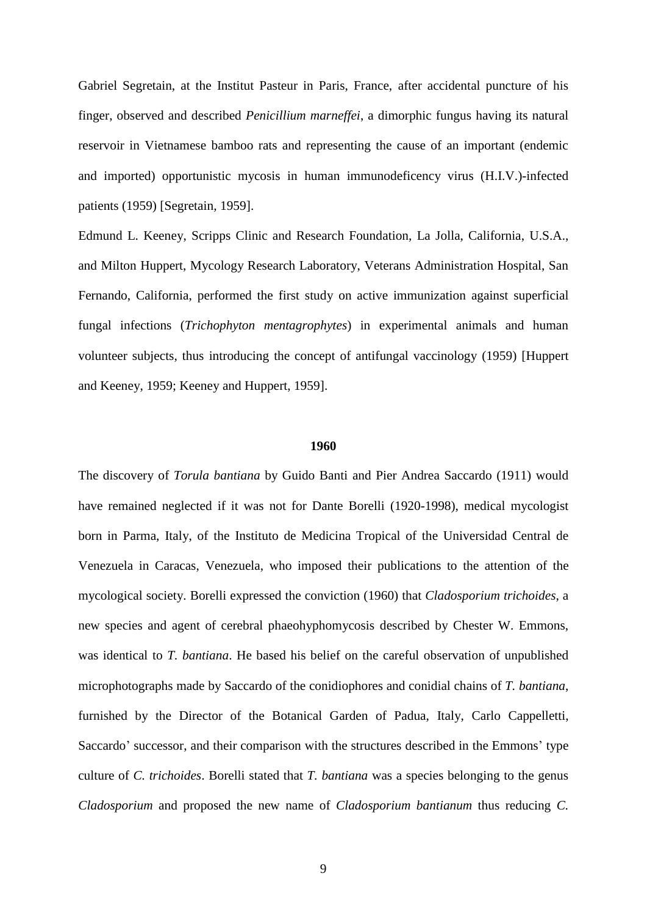Gabriel Segretain, at the Institut Pasteur in Paris, France, after accidental puncture of his finger, observed and described *Penicillium marneffei*, a dimorphic fungus having its natural reservoir in Vietnamese bamboo rats and representing the cause of an important (endemic and imported) opportunistic mycosis in human immunodeficency virus (H.I.V.)-infected patients (1959) [Segretain, 1959].

Edmund L. Keeney, Scripps Clinic and Research Foundation, La Jolla, California, U.S.A., and Milton Huppert, Mycology Research Laboratory, Veterans Administration Hospital, San Fernando, California, performed the first study on active immunization against superficial fungal infections (*Trichophyton mentagrophytes*) in experimental animals and human volunteer subjects, thus introducing the concept of antifungal vaccinology (1959) [Huppert and Keeney, 1959; Keeney and Huppert, 1959].

## 1960

The discovery of *Torula bantiana* by Guido Banti and Pier Andrea Saccardo (1911) would have remained neglected if it was not for Dante Borelli (1920-1998), medical mycologist born in Parma, Italy, of the Instituto de Medicina Tropical of the Universidad Central de Venezuela in Caracas, Venezuela, who imposed their publications to the attention of the mycological society. Borelli expressed the conviction (1960) that *Cladosporium trichoides*, a new species and agent of cerebral phaeohyphomycosis described by Chester W. Emmons, was identical to *T. bantiana*. He based his belief on the careful observation of unpublished microphotographs made by Saccardo of the conidiophores and conidial chains of *T. bantiana*, furnished by the Director of the Botanical Garden of Padua, Italy, Carlo Cappelletti, Saccardo' successor, and their comparison with the structures described in the Emmons' type culture of *C. trichoides*. Borelli stated that *T. bantiana* was a species belonging to the genus *Cladosporium* and proposed the new name of *Cladosporium bantianum* thus reducing *C.*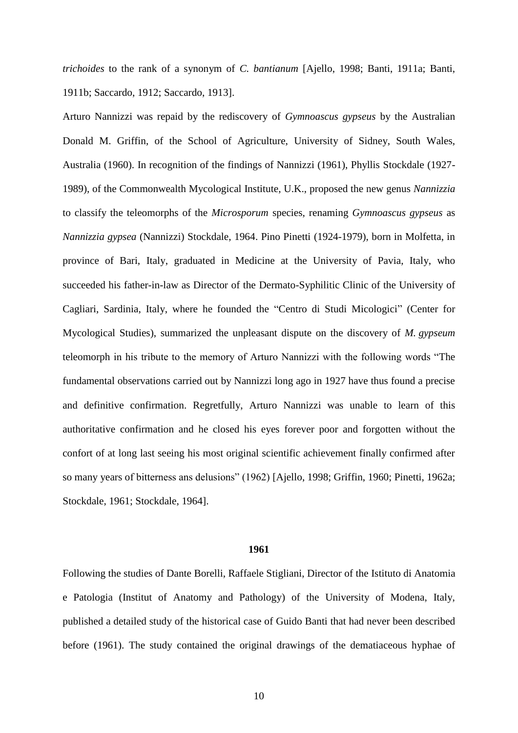*trichoides* to the rank of a synonym of *C. bantianum* [Ajello, 1998; Banti, 1911a; Banti, 1911b; Saccardo, 1912; Saccardo, 1913].

Arturo Nannizzi was repaid by the rediscovery of *Gymnoascus gypseus* by the Australian Donald M. Griffin, of the School of Agriculture, University of Sidney, South Wales, Australia (1960). In recognition of the findings of Nannizzi (1961), Phyllis Stockdale (1927-1989), of the Commonwealth Mycological Institute, U.K., proposed the new genus *Nannizzia* to classify the teleomorphs of the *Microsporum* species, renaming *Gymnoascus gypseus* as *Nannizzia gypsea* (Nannizzi) Stockdale, 1964. Pino Pinetti (1924-1979), born in Molfetta, in province of Bari, Italy, graduated in Medicine at the University of Pavia, Italy, who succeeded his father-in-law as Director of the Dermato-Syphilitic Clinic of the University of Cagliari, Sardinia, Italy, where he founded the "Centro di Studi Micologici" (Center for Mycological Studies), summarized the unpleasant dispute on the discovery of *M. gypseum* teleomorph in his tribute to the memory of Arturo Nannizzi with the following words "The fundamental observations carried out by Nannizzi long ago in 1927 have thus found a precise and definitive confirmation. Regretfully, Arturo Nannizzi was unable to learn of this authoritative confirmation and he closed his eyes forever poor and forgotten without the confort of at long last seeing his most original scientific achievement finally confirmed after so many years of bitterness ans delusions" (1962) [Ajello, 1998; Griffin, 1960; Pinetti, 1962a; Stockdale, 1961; Stockdale, 1964].

## 1961

Following the studies of Dante Borelli, Raffaele Stigliani, Director of the Istituto di Anatomia e Patologia (Institut of Anatomy and Pathology) of the University of Modena, Italy, published a detailed study of the historical case of Guido Banti that had never been described before (1961). The study contained the original drawings of the dematiaceous hyphae of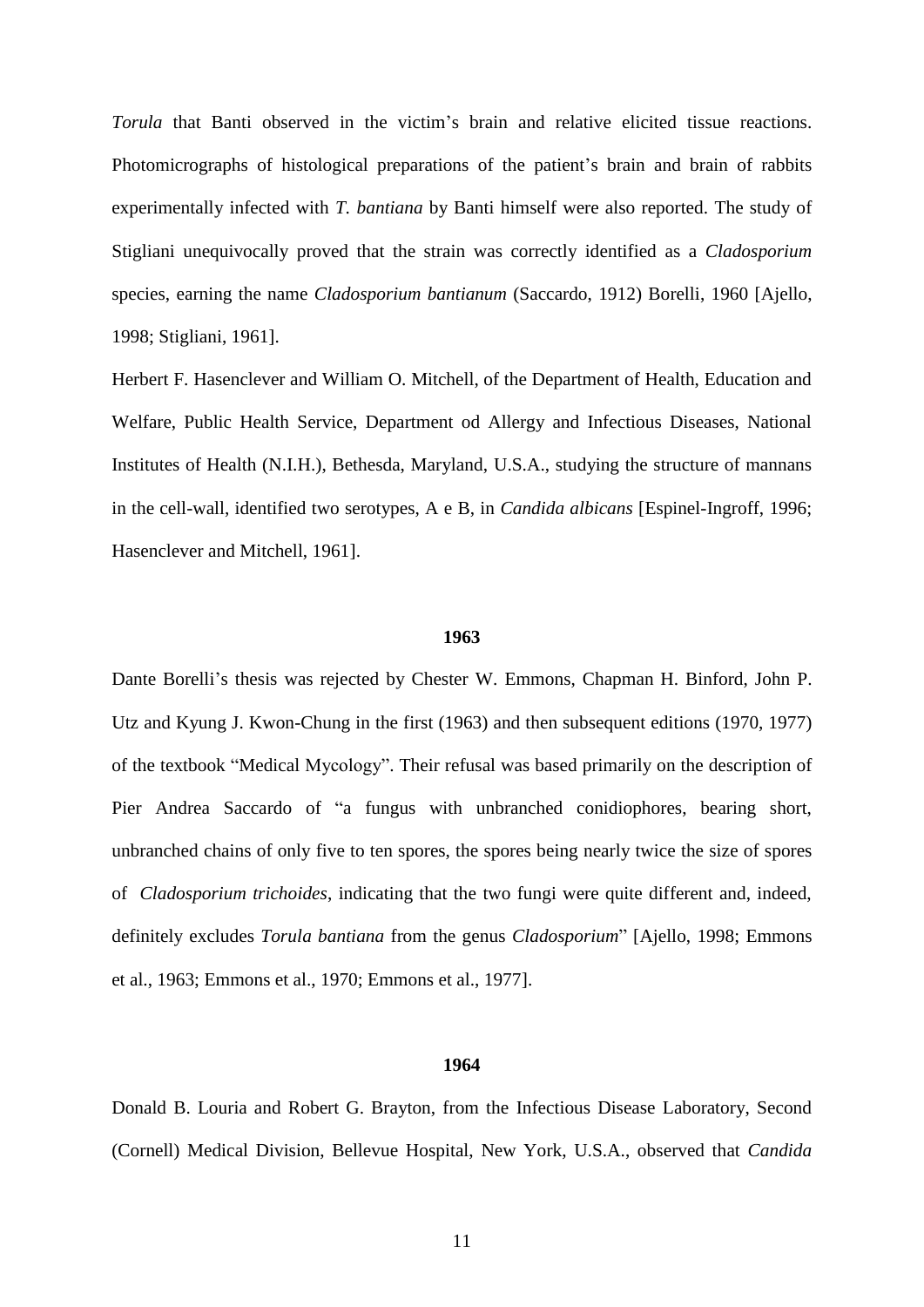*Torula* that Banti observed in the victim's brain and relative elicited tissue reactions. Photomicrographs of histological preparations of the patient's brain and brain of rabbits experimentally infected with *T. bantiana* by Banti himself were also reported. The study of Stigliani unequivocally proved that the strain was correctly identified as a *Cladosporium* species, earning the name *Cladosporium bantianum* (Saccardo, 1912) Borelli, 1960 [Ajello, 1998; Stigliani, 1961].

Herbert F. Hasenclever and William O. Mitchell, of the Department of Health, Education and Welfare, Public Health Service, Department od Allergy and Infectious Diseases, National Institutes of Health (N.I.H.), Bethesda, Maryland, U.S.A., studying the structure of mannans in the cell-wall, identified two serotypes, A e B, in *Candida albicans* [Espinel-Ingroff, 1996; Hasenclever and Mitchell, 1961].

**1963**

Dante Borelli's thesis was rejected by Chester W. Emmons, Chapman H. Binford, John P. Utz and Kyung J. Kwon-Chung in the first (1963) and then subsequent editions (1970, 1977) of the textbook "Medical Mycology". Their refusal was based primarily on the description of Pier Andrea Saccardo of "a fungus with unbranched conidiophores, bearing short, unbranched chains of only five to ten spores, the spores being nearly twice the size of spores of *Cladosporium trichoides*, indicating that the two fungi were quite different and, indeed, definitely excludes *Torula bantiana* from the genus *Cladosporium*" [Ajello, 1998; Emmons et al., 1963; Emmons et al., 1970; Emmons et al., 1977].

**1964**

Donald B. Louria and Robert G. Brayton, from the Infectious Disease Laboratory, Second (Cornell) Medical Division, Bellevue Hospital, New York, U.S.A., observed that *Candida*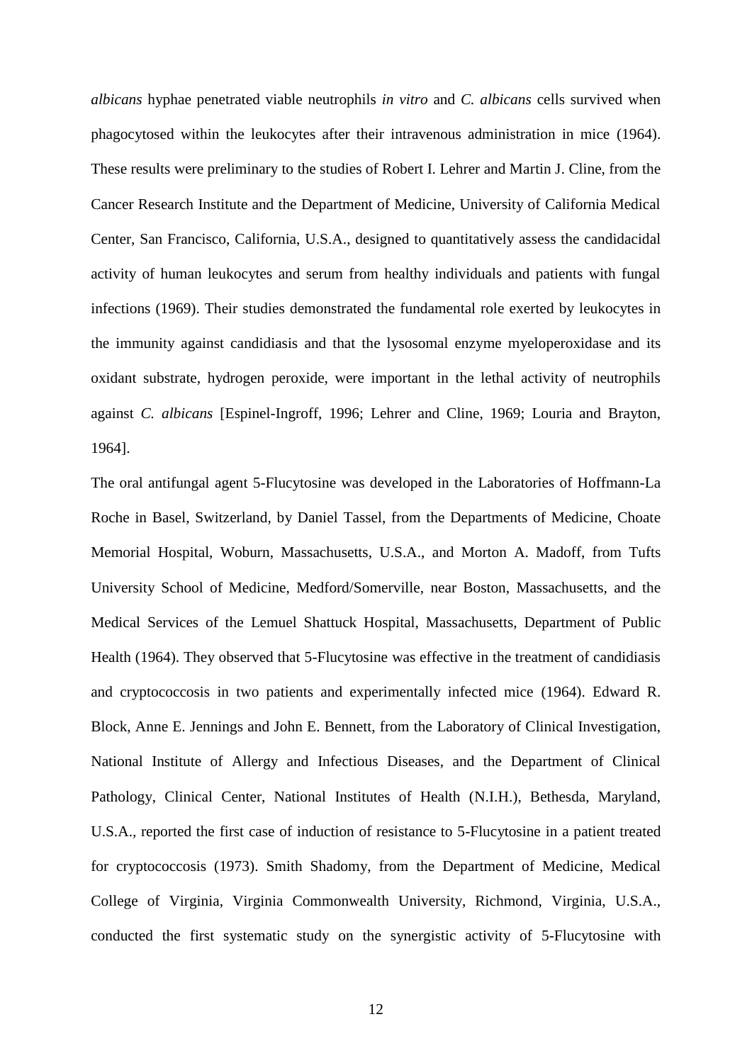*albicans* hyphae penetrated viable neutrophils *in vitro* and *C. albicans* cells survived when phagocytosed within the leukocytes after their intravenous administration in mice (1964). These results were preliminary to the studies of Robert I. Lehrer and Martin J. Cline, from the Cancer Research Institute and the Department of Medicine, University of California Medical Center, San Francisco, California, U.S.A., designed to quantitatively assess the candidacidal activity of human leukocytes and serum from healthy individuals and patients with fungal infections (1969). Their studies demonstrated the fundamental role exerted by leukocytes in the immunity against candidiasis and that the lysosomal enzyme myeloperoxidase and its oxidant substrate, hydrogen peroxide, were important in the lethal activity of neutrophils against *C. albicans* [Espinel-Ingroff, 1996; Lehrer and Cline, 1969; Louria and Brayton, 1964].

The oral antifungal agent 5-Flucytosine was developed in the Laboratories of Hoffmann-La Roche in Basel, Switzerland, by Daniel Tassel, from the Departments of Medicine, Choate Memorial Hospital, Woburn, Massachusetts, U.S.A., and Morton A. Madoff, from Tufts University School of Medicine, Medford/Somerville, near Boston, Massachusetts, and the Medical Services of the Lemuel Shattuck Hospital, Massachusetts, Department of Public Health (1964). They observed that 5-Flucytosine was effective in the treatment of candidiasis and cryptococcosis in two patients and experimentally infected mice (1964). Edward R. Block, Anne E. Jennings and John E. Bennett, from the Laboratory of Clinical Investigation, National Institute of Allergy and Infectious Diseases, and the Department of Clinical Pathology, Clinical Center, National Institutes of Health (N.I.H.), Bethesda, Maryland, U.S.A., reported the first case of induction of resistance to 5-Flucytosine in a patient treated for cryptococcosis (1973). Smith Shadomy, from the Department of Medicine, Medical College of Virginia, Virginia Commonwealth University, Richmond, Virginia, U.S.A., conducted the first systematic study on the synergistic activity of 5-Flucytosine with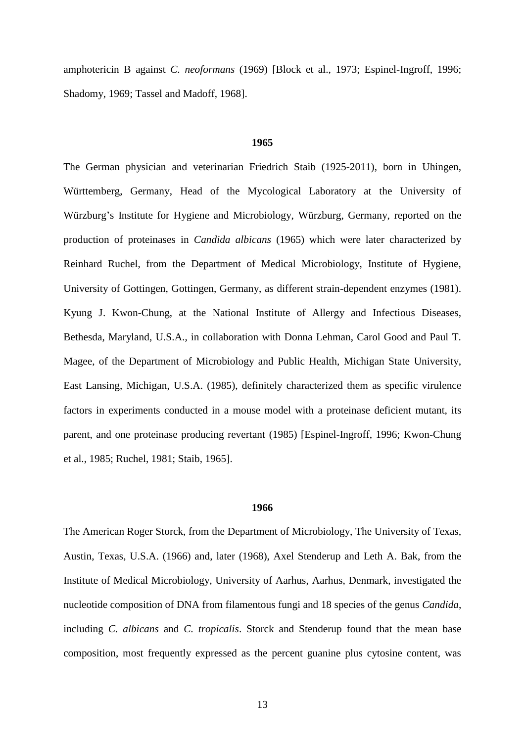amphotericin B against *C. neoformans* (1969) [Block et al., 1973; Espinel-Ingroff, 1996; Shadomy, 1969; Tassel and Madoff, 1968].

**1965**

The German physician and veterinarian Friedrich Staib (1925-2011), born in Uhingen, Württemberg, Germany, Head of the Mycological Laboratory at the University of Würzburg's Institute for Hygiene and Microbiology, Würzburg, Germany, reported on the production of proteinases in *Candida albicans* (1965) which were later characterized by Reinhard Ruchel, from the Department of Medical Microbiology, Institute of Hygiene, University of Gottingen, Gottingen, Germany, as different strain-dependent enzymes (1981). Kyung J. Kwon-Chung, at the National Institute of Allergy and Infectious Diseases, Bethesda, Maryland, U.S.A., in collaboration with Donna Lehman, Carol Good and Paul T. Magee, of the Department of Microbiology and Public Health, Michigan State University, East Lansing, Michigan, U.S.A. (1985), definitely characterized them as specific virulence factors in experiments conducted in a mouse model with a proteinase deficient mutant, its parent, and one proteinase producing revertant (1985) [Espinel-Ingroff, 1996; Kwon-Chung et al., 1985; Ruchel, 1981; Staib, 1965].

**1966**

The American Roger Storck, from the Department of Microbiology, The University of Texas, Austin, Texas, U.S.A. (1966) and, later (1968), Axel Stenderup and Leth A. Bak, from the Institute of Medical Microbiology, University of Aarhus, Aarhus, Denmark, investigated the nucleotide composition of DNA from filamentous fungi and 18 species of the genus *Candida*, including *C. albicans* and *C. tropicalis*. Storck and Stenderup found that the mean base composition, most frequently expressed as the percent guanine plus cytosine content, was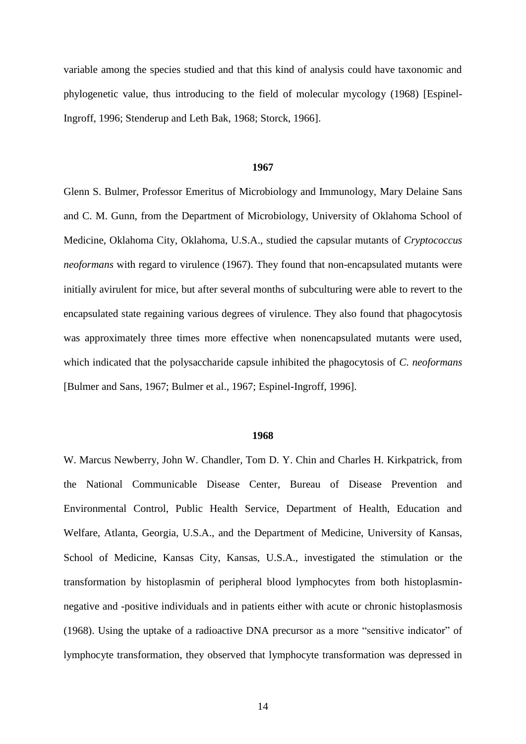variable among the species studied and that this kind of analysis could have taxonomic and phylogenetic value, thus introducing to the field of molecular mycology (1968) [Espinel-Ingroff, 1996; Stenderup and Leth Bak, 1968; Storck, 1966].

**1967**

Glenn S. Bulmer, Professor Emeritus of Microbiology and Immunology, Mary Delaine Sans and C. M. Gunn, from the Department of Microbiology, University of Oklahoma School of Medicine, Oklahoma City, Oklahoma, U.S.A., studied the capsular mutants of *Cryptococcus neoformans* with regard to virulence (1967). They found that non-encapsulated mutants were initially avirulent for mice, but after several months of subculturing were able to revert to the encapsulated state regaining various degrees of virulence. They also found that phagocytosis was approximately three times more effective when nonencapsulated mutants were used, which indicated that the polysaccharide capsule inhibited the phagocytosis of *C. neoformans* [Bulmer and Sans, 1967; Bulmer et al., 1967; Espinel-Ingroff, 1996].

**1968**

W. Marcus Newberry, John W. Chandler, Tom D. Y. Chin and Charles H. Kirkpatrick, from the National Communicable Disease Center, Bureau of Disease Prevention and Environmental Control, Public Health Service, Department of Health, Education and Welfare, Atlanta, Georgia, U.S.A., and the Department of Medicine, University of Kansas, School of Medicine, Kansas City, Kansas, U.S.A., investigated the stimulation or the transformation by histoplasmin of peripheral blood lymphocytes from both histoplasmin-negative and -positive individuals and in patients either with acute or chronic histoplasmosis (1968). Using the uptake of a radioactive DNA precursor as a more "sensitive indicator" of lymphocyte transformation, they observed that lymphocyte transformation was depressed in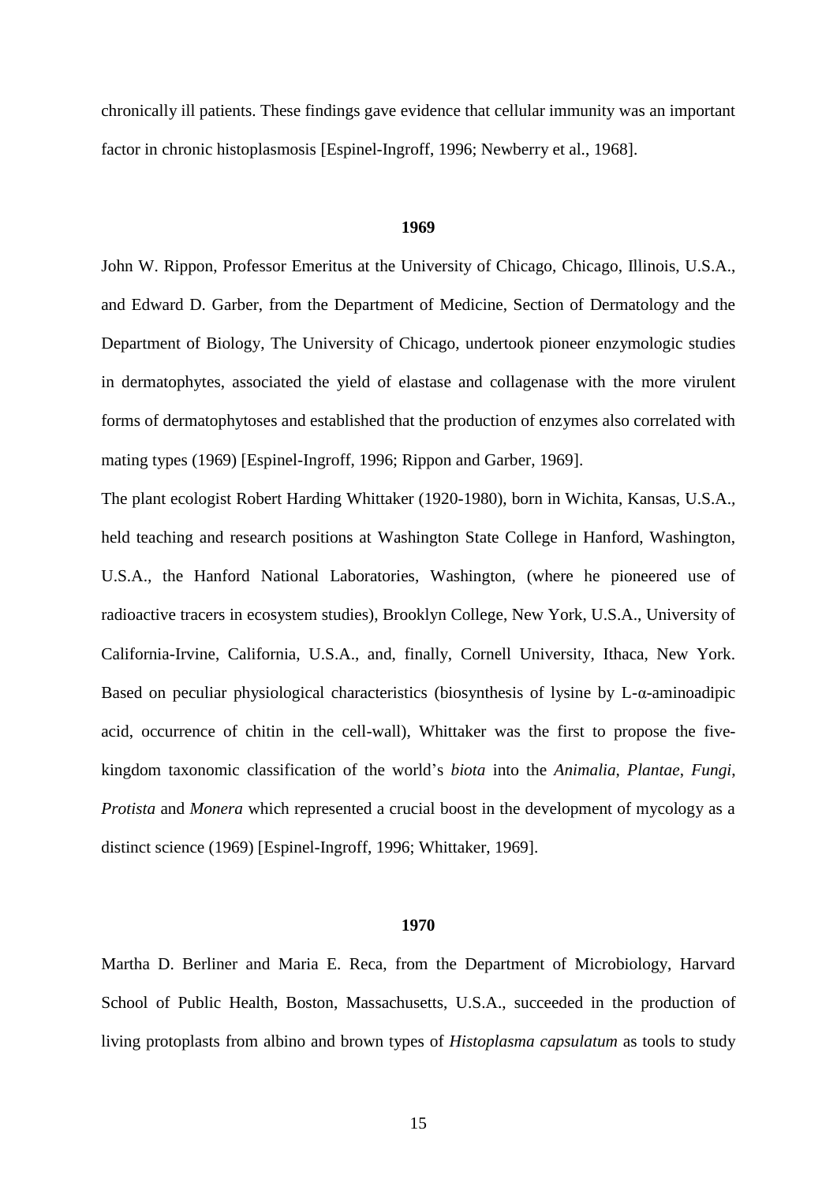chronically ill patients. These findings gave evidence that cellular immunity was an important factor in chronic histoplasmosis [Espinel-Ingroff, 1996; Newberry et al., 1968].

**1969**

John W. Rippon, Professor Emeritus at the University of Chicago, Chicago, Illinois, U.S.A., and Edward D. Garber, from the Department of Medicine, Section of Dermatology and the Department of Biology, The University of Chicago, undertook pioneer enzymologic studies in dermatophytes, associated the yield of elastase and collagenase with the more virulent forms of dermatophytoses and established that the production of enzymes also correlated with mating types (1969) [Espinel-Ingroff, 1996; Rippon and Garber, 1969].

The plant ecologist Robert Harding Whittaker (1920-1980), born in Wichita, Kansas, U.S.A., held teaching and research positions at Washington State College in Hanford, Washington, U.S.A., the Hanford National Laboratories, Washington, (where he pioneered use of radioactive tracers in ecosystem studies), Brooklyn College, New York, U.S.A., University of California-Irvine, California, U.S.A., and, finally, Cornell University, Ithaca, New York. Based on peculiar physiological characteristics (biosynthesis of lysine by L-α-aminoadipic acid, occurrence of chitin in the cell-wall), Whittaker was the first to propose the five-kingdom taxonomic classification of the world's *biota* into the *Animalia*, *Plantae*, *Fungi*, *Protista* and *Monera* which represented a crucial boost in the development of mycology as a distinct science (1969) [Espinel-Ingroff, 1996; Whittaker, 1969].

**1970**

Martha D. Berliner and Maria E. Reca, from the Department of Microbiology, Harvard School of Public Health, Boston, Massachusetts, U.S.A., succeeded in the production of living protoplasts from albino and brown types of *Histoplasma capsulatum* as tools to study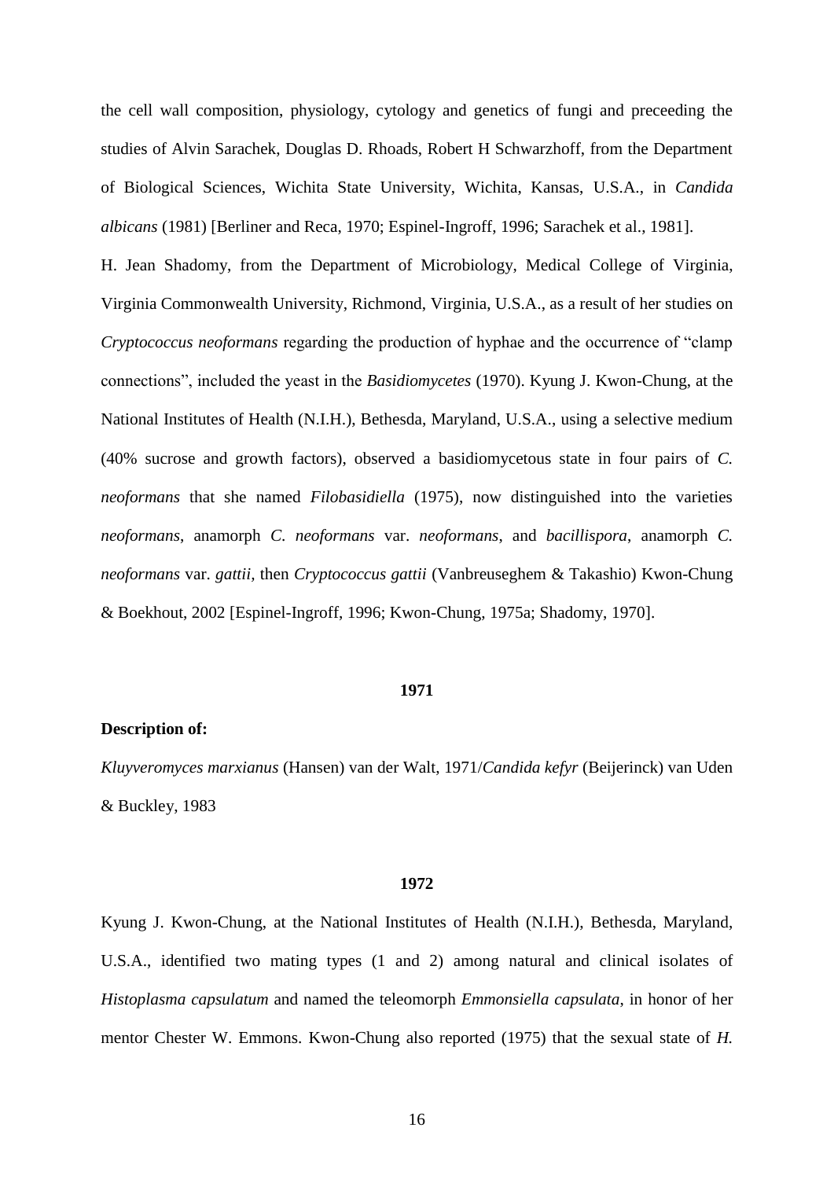the cell wall composition, physiology, cytology and genetics of fungi and preceeding the studies of Alvin Sarachek, Douglas D. Rhoads, Robert H Schwarzhoff, from the Department of Biological Sciences, Wichita State University, Wichita, Kansas, U.S.A., in *Candida albicans* (1981) [Berliner and Reca, 1970; Espinel-Ingroff, 1996; Sarachek et al., 1981].

H. Jean Shadomy, from the Department of Microbiology, Medical College of Virginia, Virginia Commonwealth University, Richmond, Virginia, U.S.A., as a result of her studies on *Cryptococcus neoformans* regarding the production of hyphae and the occurrence of "clamp connections", included the yeast in the *Basidiomycetes* (1970). Kyung J. Kwon-Chung, at the National Institutes of Health (N.I.H.), Bethesda, Maryland, U.S.A., using a selective medium (40% sucrose and growth factors), observed a basidiomycetous state in four pairs of *C. neoformans* that she named *Filobasidiella* (1975), now distinguished into the varieties *neoformans*, anamorph *C. neoformans* var. *neoformans*, and *bacillispora*, anamorph *C. neoformans* var. *gattii*, then *Cryptococcus gattii* (Vanbreuseghem & Takashio) Kwon-Chung & Boekhout, 2002 [Espinel-Ingroff, 1996; Kwon-Chung, 1975a; Shadomy, 1970].

**1971**

**Description of:**

*Kluyveromyces marxianus* (Hansen) van der Walt, 1971/*Candida kefyr* (Beijerinck) van Uden & Buckley, 1983

**1972**

Kyung J. Kwon-Chung, at the National Institutes of Health (N.I.H.), Bethesda, Maryland, U.S.A., identified two mating types (1 and 2) among natural and clinical isolates of *Histoplasma capsulatum* and named the teleomorph *Emmonsiella capsulata*, in honor of her mentor Chester W. Emmons. Kwon-Chung also reported (1975) that the sexual state of *H.*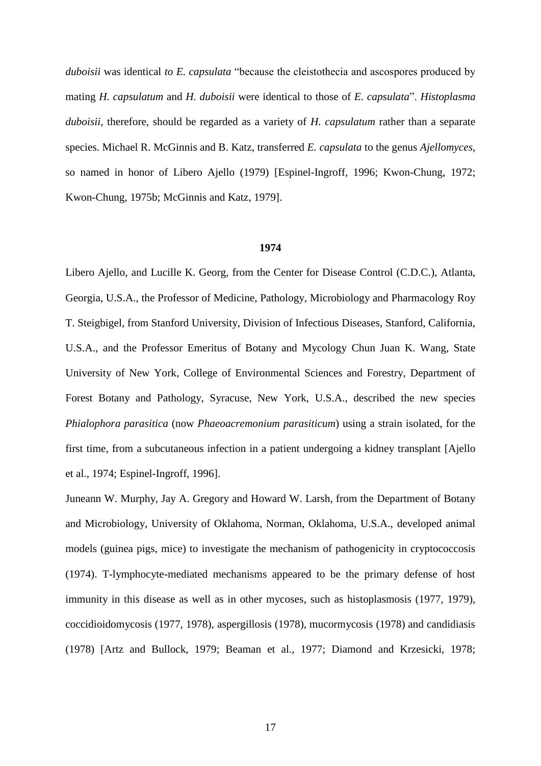*duboisii* was identical *to E. capsulata* “because the cleistothecia and ascospores produced by mating *H. capsulatum* and *H. duboisii* were identical to those of *E. capsulata*”. *Histoplasma duboisii*, therefore, should be regarded as a variety of *H. capsulatum* rather than a separate species. Michael R. McGinnis and B. Katz, transferred *E. capsulata* to the genus *Ajellomyces*, so named in honor of Libero Ajello (1979) [Espinel-Ingroff, 1996; Kwon-Chung, 1972; Kwon-Chung, 1975b; McGinnis and Katz, 1979].

**1974**

Libero Ajello, and Lucille K. Georg, from the Center for Disease Control (C.D.C.), Atlanta, Georgia, U.S.A., the Professor of Medicine, Pathology, Microbiology and Pharmacology Roy T. Steigbigel, from Stanford University, Division of Infectious Diseases, Stanford, California, U.S.A., and the Professor Emeritus of Botany and Mycology Chun Juan K. Wang, State University of New York, College of Environmental Sciences and Forestry, Department of Forest Botany and Pathology, Syracuse, New York, U.S.A., described the new species *Phialophora parasitica* (now *Phaeoacremonium parasiticum*) using a strain isolated, for the first time, from a subcutaneous infection in a patient undergoing a kidney transplant [Ajello et al., 1974; Espinel-Ingroff, 1996].

Juneann W. Murphy, Jay A. Gregory and Howard W. Larsh, from the Department of Botany and Microbiology, University of Oklahoma, Norman, Oklahoma, U.S.A., developed animal models (guinea pigs, mice) to investigate the mechanism of pathogenicity in cryptococcosis (1974). T-lymphocyte-mediated mechanisms appeared to be the primary defense of host immunity in this disease as well as in other mycoses, such as histoplasmosis (1977, 1979), coccidioidomycosis (1977, 1978), aspergillosis (1978), mucormycosis (1978) and candidiasis (1978) [Artz and Bullock, 1979; Beaman et al., 1977; Diamond and Krzesicki, 1978;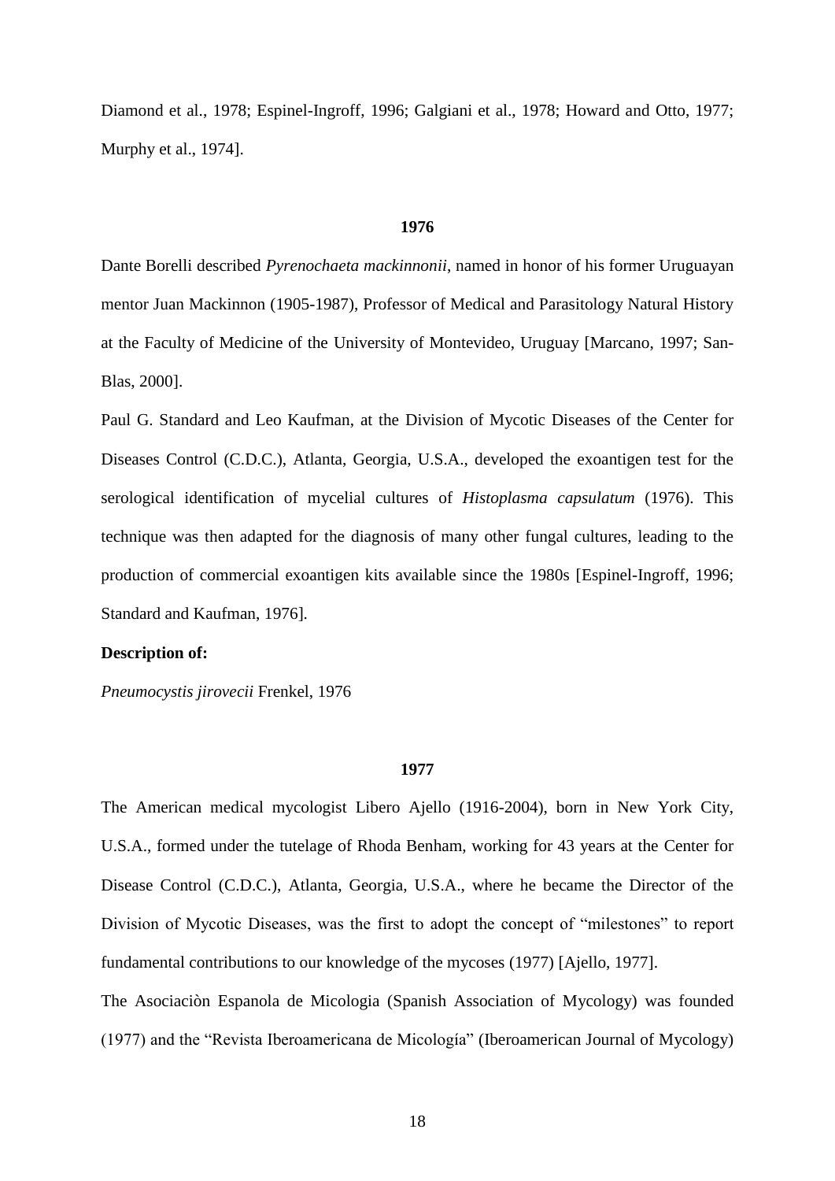Diamond et al., 1978; Espinel-Ingroff, 1996; Galgiani et al., 1978; Howard and Otto, 1977; Murphy et al., 1974].

**1976**

Dante Borelli described *Pyrenochaeta mackinnonii*, named in honor of his former Uruguayan mentor Juan Mackinnon (1905-1987), Professor of Medical and Parasitology Natural History at the Faculty of Medicine of the University of Montevideo, Uruguay [Marcano, 1997; San-Blas, 2000].

Paul G. Standard and Leo Kaufman, at the Division of Mycotic Diseases of the Center for Diseases Control (C.D.C.), Atlanta, Georgia, U.S.A., developed the exoantigen test for the serological identification of mycelial cultures of *Histoplasma capsulatum* (1976). This technique was then adapted for the diagnosis of many other fungal cultures, leading to the production of commercial exoantigen kits available since the 1980s [Espinel-Ingroff, 1996; Standard and Kaufman, 1976].

**Description of:**

*Pneumocystis jirovecii* Frenkel, 1976

**1977**

The American medical mycologist Libero Ajello (1916-2004), born in New York City, U.S.A., formed under the tutelage of Rhoda Benham, working for 43 years at the Center for Disease Control (C.D.C.), Atlanta, Georgia, U.S.A., where he became the Director of the Division of Mycotic Diseases, was the first to adopt the concept of "milestones" to report fundamental contributions to our knowledge of the mycoses (1977) [Ajello, 1977].

The Asociaciòn Espanola de Micologia (Spanish Association of Mycology) was founded (1977) and the "Revista Iberoamericana de Micología" (Iberoamerican Journal of Mycology)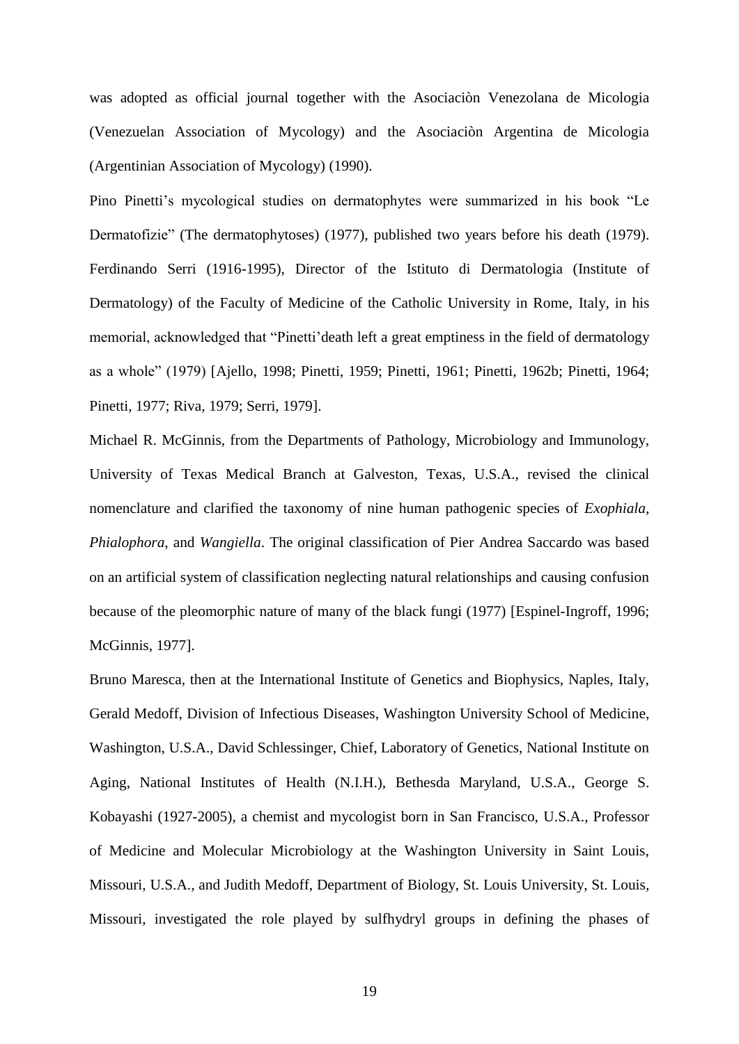was adopted as official journal together with the Asociaciòn Venezolana de Micologia (Venezuelan Association of Mycology) and the Asociaciòn Argentina de Micologia (Argentinian Association of Mycology) (1990).

Pino Pinetti's mycological studies on dermatophytes were summarized in his book "Le Dermatofizie" (The dermatophytoses) (1977), published two years before his death (1979). Ferdinando Serri (1916-1995), Director of the Istituto di Dermatologia (Institute of Dermatology) of the Faculty of Medicine of the Catholic University in Rome, Italy, in his memorial, acknowledged that "Pinetti'death left a great emptiness in the field of dermatology as a whole" (1979) [Ajello, 1998; Pinetti, 1959; Pinetti, 1961; Pinetti, 1962b; Pinetti, 1964; Pinetti, 1977; Riva, 1979; Serri, 1979].

Michael R. McGinnis, from the Departments of Pathology, Microbiology and Immunology, University of Texas Medical Branch at Galveston, Texas, U.S.A., revised the clinical nomenclature and clarified the taxonomy of nine human pathogenic species of *Exophiala*, *Phialophora*, and *Wangiella*. The original classification of Pier Andrea Saccardo was based on an artificial system of classification neglecting natural relationships and causing confusion because of the pleomorphic nature of many of the black fungi (1977) [Espinel-Ingroff, 1996; McGinnis, 1977].

Bruno Maresca, then at the International Institute of Genetics and Biophysics, Naples, Italy, Gerald Medoff, Division of Infectious Diseases, Washington University School of Medicine, Washington, U.S.A., David Schlessinger, Chief, Laboratory of Genetics, National Institute on Aging, National Institutes of Health (N.I.H.), Bethesda Maryland, U.S.A., George S. Kobayashi (1927-2005), a chemist and mycologist born in San Francisco, U.S.A., Professor of Medicine and Molecular Microbiology at the Washington University in Saint Louis, Missouri, U.S.A., and Judith Medoff, Department of Biology, St. Louis University, St. Louis, Missouri, investigated the role played by sulfhydryl groups in defining the phases of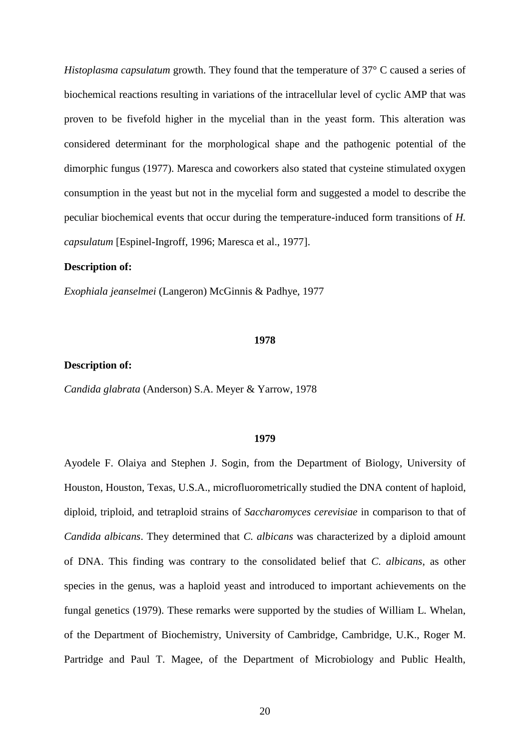*Histoplasma capsulatum* growth. They found that the temperature of 37° C caused a series of biochemical reactions resulting in variations of the intracellular level of cyclic AMP that was proven to be fivefold higher in the mycelial than in the yeast form. This alteration was considered determinant for the morphological shape and the pathogenic potential of the dimorphic fungus (1977). Maresca and coworkers also stated that cysteine stimulated oxygen consumption in the yeast but not in the mycelial form and suggested a model to describe the peculiar biochemical events that occur during the temperature-induced form transitions of *H. capsulatum* [Espinel-Ingroff, 1996; Maresca et al., 1977].

**Description of:**

*Exophiala jeanselmei* (Langeron) McGinnis & Padhye, 1977

**1978**

**Description of:**

*Candida glabrata* (Anderson) S.A. Meyer & Yarrow, 1978

**1979**

Ayodele F. Olaiya and Stephen J. Sogin, from the Department of Biology, University of Houston, Houston, Texas, U.S.A., microfluorometrically studied the DNA content of haploid, diploid, triploid, and tetraploid strains of *Saccharomyces cerevisiae* in comparison to that of *Candida albicans*. They determined that *C. albicans* was characterized by a diploid amount of DNA. This finding was contrary to the consolidated belief that *C. albicans*, as other species in the genus, was a haploid yeast and introduced to important achievements on the fungal genetics (1979). These remarks were supported by the studies of William L. Whelan, of the Department of Biochemistry, University of Cambridge, Cambridge, U.K., Roger M. Partridge and Paul T. Magee, of the Department of Microbiology and Public Health,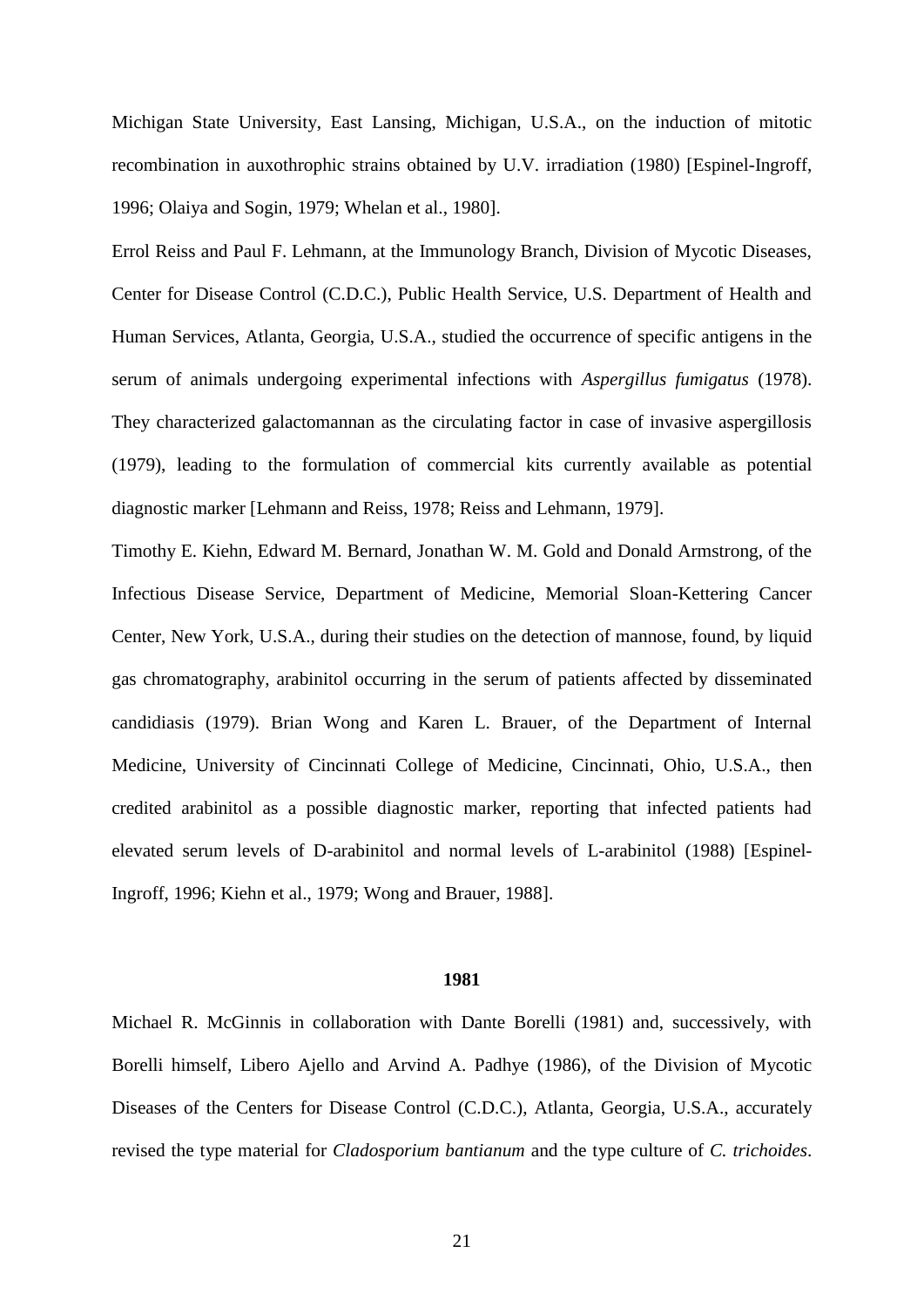Michigan State University, East Lansing, Michigan, U.S.A., on the induction of mitotic recombination in auxothrophic strains obtained by U.V. irradiation (1980) [Espinel-Ingroff, 1996; Olaiya and Sogin, 1979; Whelan et al., 1980].

Errol Reiss and Paul F. Lehmann, at the Immunology Branch, Division of Mycotic Diseases, Center for Disease Control (C.D.C.), Public Health Service, U.S. Department of Health and Human Services, Atlanta, Georgia, U.S.A., studied the occurrence of specific antigens in the serum of animals undergoing experimental infections with *Aspergillus fumigatus* (1978). They characterized galactomannan as the circulating factor in case of invasive aspergillosis (1979), leading to the formulation of commercial kits currently available as potential diagnostic marker [Lehmann and Reiss, 1978; Reiss and Lehmann, 1979].

Timothy E. Kiehn, Edward M. Bernard, Jonathan W. M. Gold and Donald Armstrong, of the Infectious Disease Service, Department of Medicine, Memorial Sloan-Kettering Cancer Center, New York, U.S.A., during their studies on the detection of mannose, found, by liquid gas chromatography, arabinitol occurring in the serum of patients affected by disseminated candidiasis (1979). Brian Wong and Karen L. Brauer, of the Department of Internal Medicine, University of Cincinnati College of Medicine, Cincinnati, Ohio, U.S.A., then credited arabinitol as a possible diagnostic marker, reporting that infected patients had elevated serum levels of D-arabinitol and normal levels of L-arabinitol (1988) [Espinel-Ingroff, 1996; Kiehn et al., 1979; Wong and Brauer, 1988].

### 1981

Michael R. McGinnis in collaboration with Dante Borelli (1981) and, successively, with Borelli himself, Libero Ajello and Arvind A. Padhye (1986), of the Division of Mycotic Diseases of the Centers for Disease Control (C.D.C.), Atlanta, Georgia, U.S.A., accurately revised the type material for *Cladosporium bantianum* and the type culture of *C. trichoides*.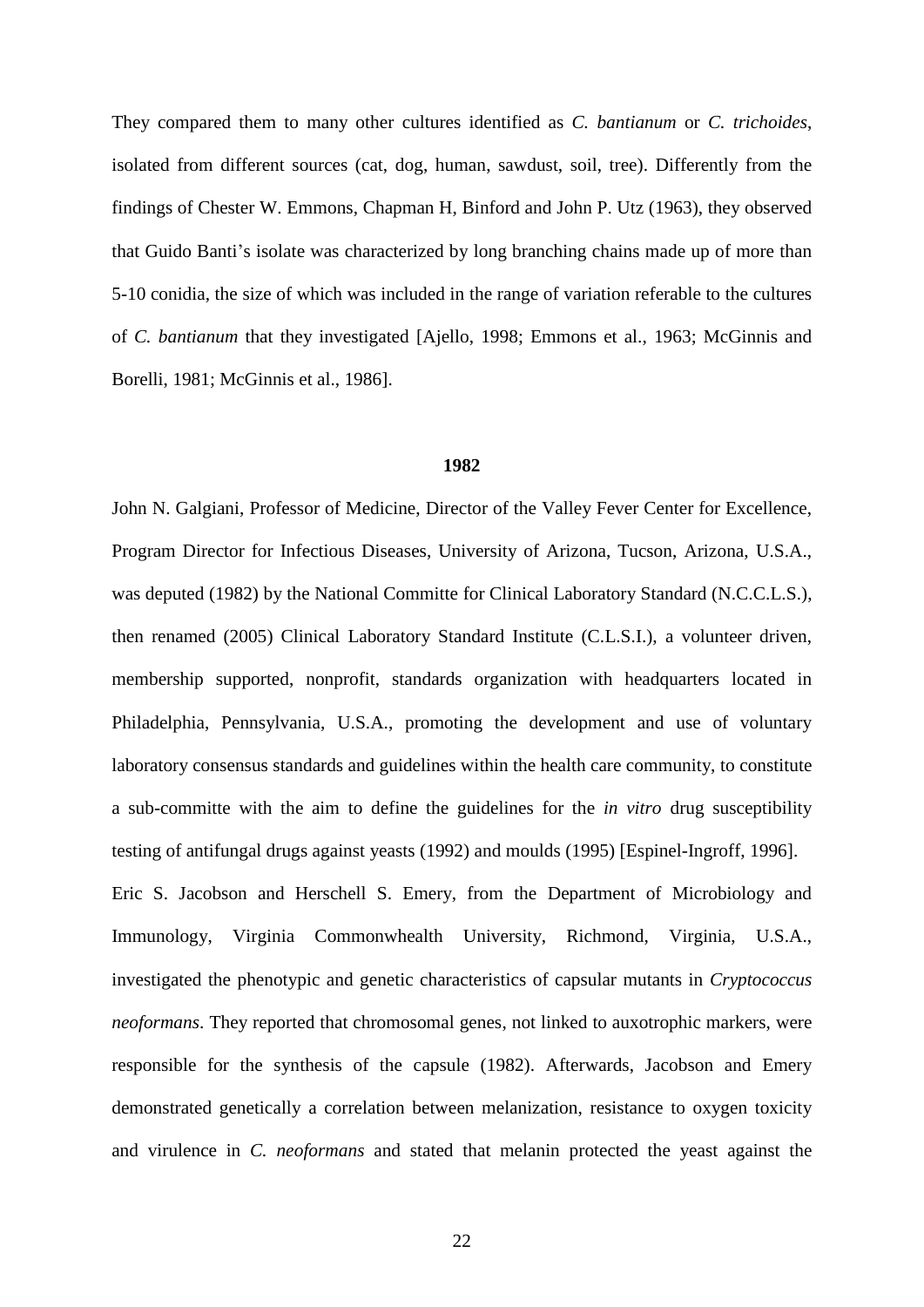They compared them to many other cultures identified as *C. bantianum* or *C. trichoides*, isolated from different sources (cat, dog, human, sawdust, soil, tree). Differently from the findings of Chester W. Emmons, Chapman H, Binford and John P. Utz (1963), they observed that Guido Banti's isolate was characterized by long branching chains made up of more than 5-10 conidia, the size of which was included in the range of variation referable to the cultures of *C. bantianum* that they investigated [Ajello, 1998; Emmons et al., 1963; McGinnis and Borelli, 1981; McGinnis et al., 1986].

## 1982

John N. Galgiani, Professor of Medicine, Director of the Valley Fever Center for Excellence, Program Director for Infectious Diseases, University of Arizona, Tucson, Arizona, U.S.A., was deputed (1982) by the National Committe for Clinical Laboratory Standard (N.C.C.L.S.), then renamed (2005) Clinical Laboratory Standard Institute (C.L.S.I.), a volunteer driven, membership supported, nonprofit, standards organization with headquarters located in Philadelphia, Pennsylvania, U.S.A., promoting the development and use of voluntary laboratory consensus standards and guidelines within the health care community, to constitute a sub-committe with the aim to define the guidelines for the *in vitro* drug susceptibility testing of antifungal drugs against yeasts (1992) and moulds (1995) [Espinel-Ingroff, 1996].

Eric S. Jacobson and Herschell S. Emery, from the Department of Microbiology and Immunology, Virginia Commonwhealth University, Richmond, Virginia, U.S.A., investigated the phenotypic and genetic characteristics of capsular mutants in *Cryptococcus neoformans*. They reported that chromosomal genes, not linked to auxotrophic markers, were responsible for the synthesis of the capsule (1982). Afterwards, Jacobson and Emery demonstrated genetically a correlation between melanization, resistance to oxygen toxicity and virulence in *C. neoformans* and stated that melanin protected the yeast against the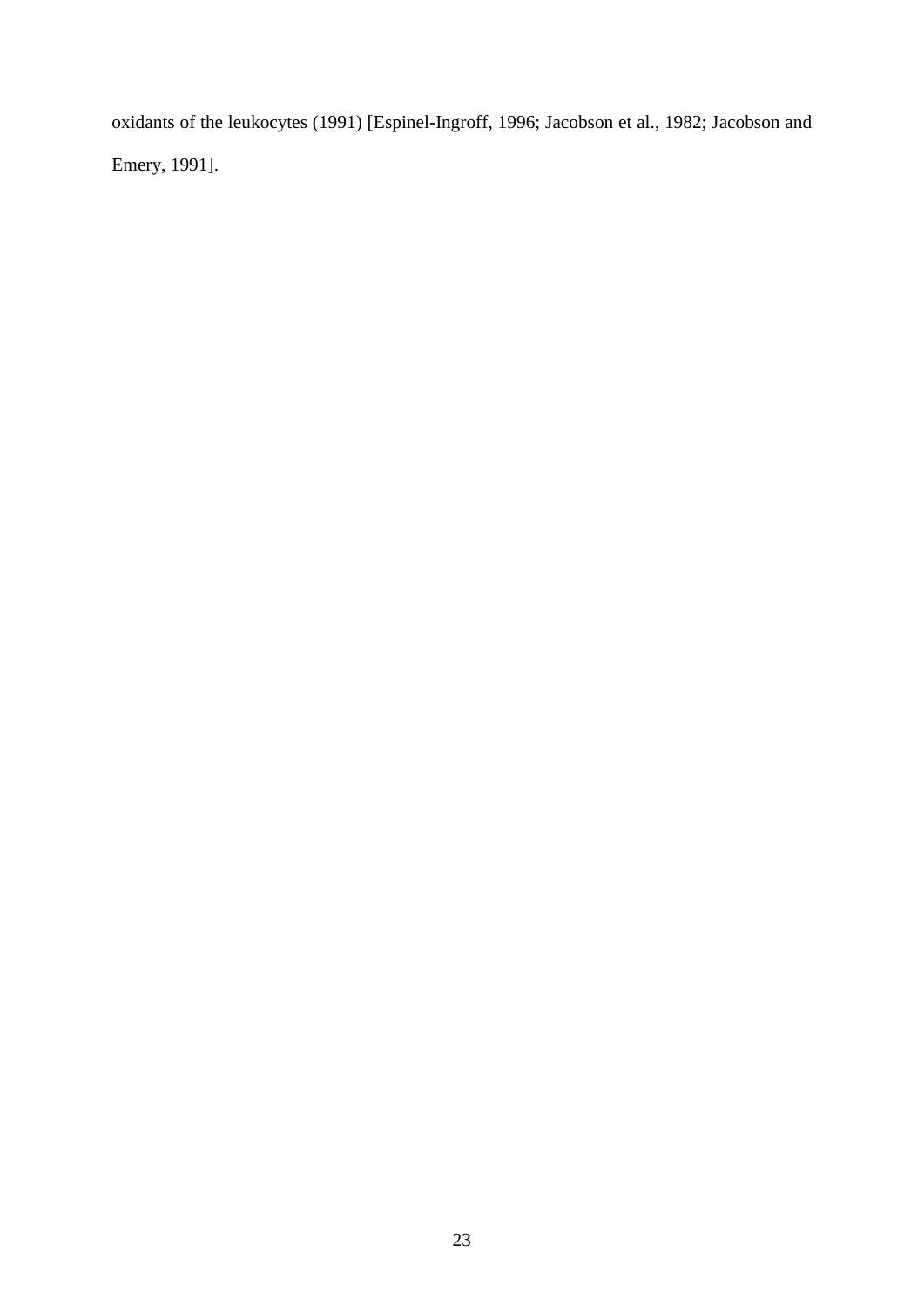oxidants of the leukocytes (1991) [Espinel-Ingroff, 1996; Jacobson et al., 1982; Jacobson and Emery, 1991].